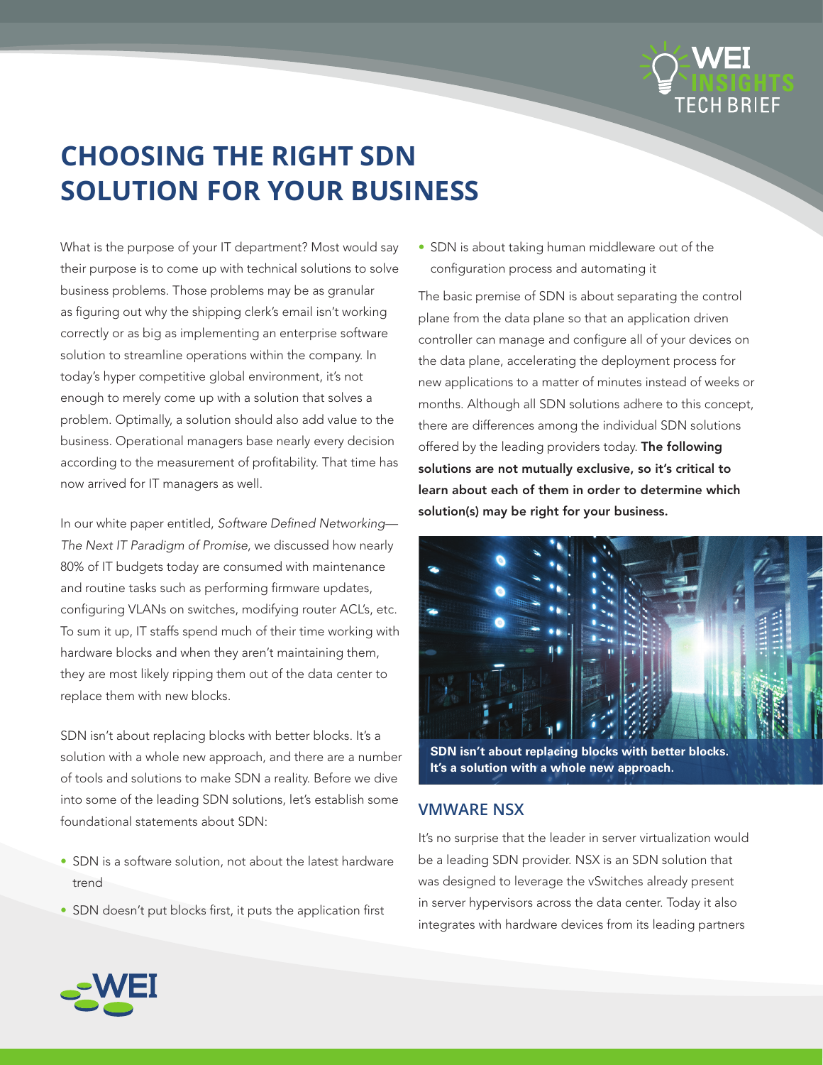# CHOOSING THE RIGHT SDN SOLUTION FOR YOUR BUSINESS

What is the purpose of your IT department? Most would say their purpose is to come up with technical solutions to solve business problems. Those problems may be as granular as figuring out why the shipping clerk's email isn't working correctly or as big as implementing an enterprise software solution to streamline operations within the company. In today's hyper competitive global environment, it's not enough to merely come up with a solution that solves a problem. Optimally, a solution should also add value to the business. Operational managers base nearly every decision according to the measurement of profitability. That time has now arrived for IT managers as well.

In our white paper entitled, *Software Defined Networking—The Next IT Paradigm of Promise*, we discussed how nearly 80% of IT budgets today are consumed with maintenance and routine tasks such as performing firmware updates, configuring VLANs on switches, modifying router ACL's, etc. To sum it up, IT staffs spend much of their time working with hardware blocks and when they aren't maintaining them, they are most likely ripping them out of the data center to replace them with new blocks.

SDN isn't about replacing blocks with better blocks. It's a solution with a whole new approach, and there are a number of tools and solutions to make SDN a reality. Before we dive into some of the leading SDN solutions, let's establish some foundational statements about SDN:

- SDN is a software solution, not about the latest hardware trend
- SDN doesn't put blocks first, it puts the application first
- SDN is about taking human middleware out of the configuration process and automating it

The basic premise of SDN is about separating the control plane from the data plane so that an application driven controller can manage and configure all of your devices on the data plane, accelerating the deployment process for new applications to a matter of minutes instead of weeks or months. Although all SDN solutions adhere to this concept, there are differences among the individual SDN solutions offered by the leading providers today. **The following solutions are not mutually exclusive, so it's critical to learn about each of them in order to determine which solution(s) may be right for your business.**

**SDN isn't about replacing blocks with better blocks. It's a solution with a whole new approach.**

## VMWARE NSX

It's no surprise that the leader in server virtualization would be a leading SDN provider. NSX is an SDN solution that was designed to leverage the vSwitches already present in server hypervisors across the data center. Today it also integrates with hardware devices from its leading partners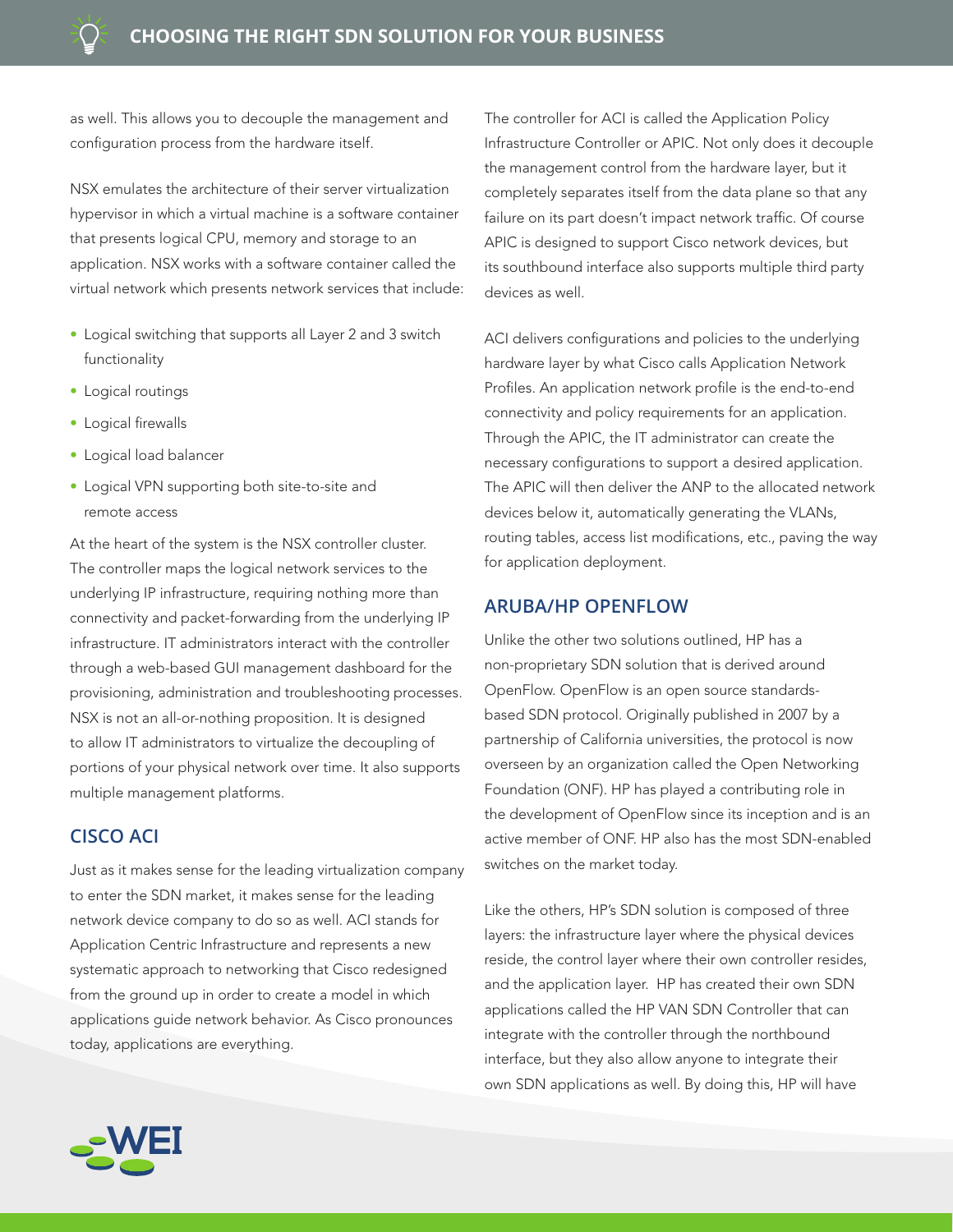as well. This allows you to decouple the management and configuration process from the hardware itself.

NSX emulates the architecture of their server virtualization hypervisor in which a virtual machine is a software container that presents logical CPU, memory and storage to an application. NSX works with a software container called the virtual network which presents network services that include:

- Logical switching that supports all Layer 2 and 3 switch functionality
- Logical routings
- Logical firewalls
- Logical load balancer
- Logical VPN supporting both site-to-site and remote access

At the heart of the system is the NSX controller cluster. The controller maps the logical network services to the underlying IP infrastructure, requiring nothing more than connectivity and packet-forwarding from the underlying IP infrastructure. IT administrators interact with the controller through a web-based GUI management dashboard for the provisioning, administration and troubleshooting processes. NSX is not an all-or-nothing proposition. It is designed to allow IT administrators to virtualize the decoupling of portions of your physical network over time. It also supports multiple management platforms.

## CISCO ACI

Just as it makes sense for the leading virtualization company to enter the SDN market, it makes sense for the leading network device company to do so as well. ACI stands for Application Centric Infrastructure and represents a new systematic approach to networking that Cisco redesigned from the ground up in order to create a model in which applications guide network behavior. As Cisco pronounces today, applications are everything.

The controller for ACI is called the Application Policy Infrastructure Controller or APIC. Not only does it decouple the management control from the hardware layer, but it completely separates itself from the data plane so that any failure on its part doesn't impact network traffic. Of course APIC is designed to support Cisco network devices, but its southbound interface also supports multiple third party devices as well.

ACI delivers configurations and policies to the underlying hardware layer by what Cisco calls Application Network Profiles. An application network profile is the end-to-end connectivity and policy requirements for an application. Through the APIC, the IT administrator can create the necessary configurations to support a desired application. The APIC will then deliver the ANP to the allocated network devices below it, automatically generating the VLANs, routing tables, access list modifications, etc., paving the way for application deployment.

## ARUBA/HP OPENFLOW

Unlike the other two solutions outlined, HP has a non-proprietary SDN solution that is derived around OpenFlow. OpenFlow is an open source standards-based SDN protocol. Originally published in 2007 by a partnership of California universities, the protocol is now overseen by an organization called the Open Networking Foundation (ONF). HP has played a contributing role in the development of OpenFlow since its inception and is an active member of ONF. HP also has the most SDN-enabled switches on the market today.

Like the others, HP's SDN solution is composed of three layers: the infrastructure layer where the physical devices reside, the control layer where their own controller resides, and the application layer. HP has created their own SDN applications called the HP VAN SDN Controller that can integrate with the controller through the northbound interface, but they also allow anyone to integrate their own SDN applications as well. By doing this, HP will have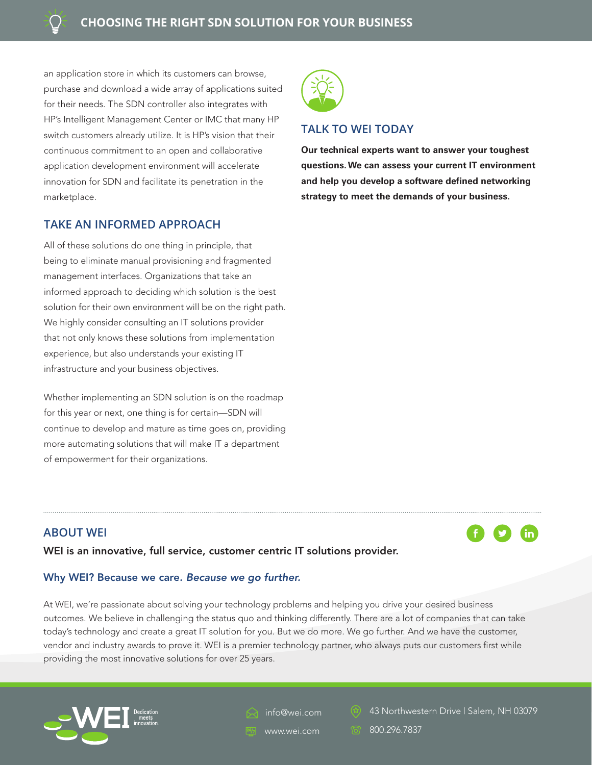an application store in which its customers can browse, purchase and download a wide array of applications suited for their needs. The SDN controller also integrates with HP's Intelligent Management Center or IMC that many HP switch customers already utilize. It is HP's vision that their continuous commitment to an open and collaborative application development environment will accelerate innovation for SDN and facilitate its penetration in the marketplace.

## TAKE AN INFORMED APPROACH

All of these solutions do one thing in principle, that being to eliminate manual provisioning and fragmented management interfaces. Organizations that take an informed approach to deciding which solution is the best solution for their own environment will be on the right path. We highly consider consulting an IT solutions provider that not only knows these solutions from implementation experience, but also understands your existing IT infrastructure and your business objectives.

Whether implementing an SDN solution is on the roadmap for this year or next, one thing is for certain—SDN will continue to develop and mature as time goes on, providing more automating solutions that will make IT a department of empowerment for their organizations.

## TALK TO WEI TODAY

**Our technical experts want to answer your toughest questions. We can assess your current IT environment and help you develop a software defined networking strategy to meet the demands of your business.**

## ABOUT WEI

**WEI is an innovative, full service, customer centric IT solutions provider.**

**Why WEI? Because we care. *Because we go further.***

At WEI, we're passionate about solving your technology problems and helping you drive your desired business outcomes. We believe in challenging the status quo and thinking differently. There are a lot of companies that can take today's technology and create a great IT solution for you. But we do more. We go further. And we have the customer, vendor and industry awards to prove it. WEI is a premier technology partner, who always puts our customers first while providing the most innovative solutions for over 25 years.

WEI Dedication meets innovation.

info@wei.com

www.wei.com

43 Northwestern Drive | Salem, NH 03079

800.296.7837